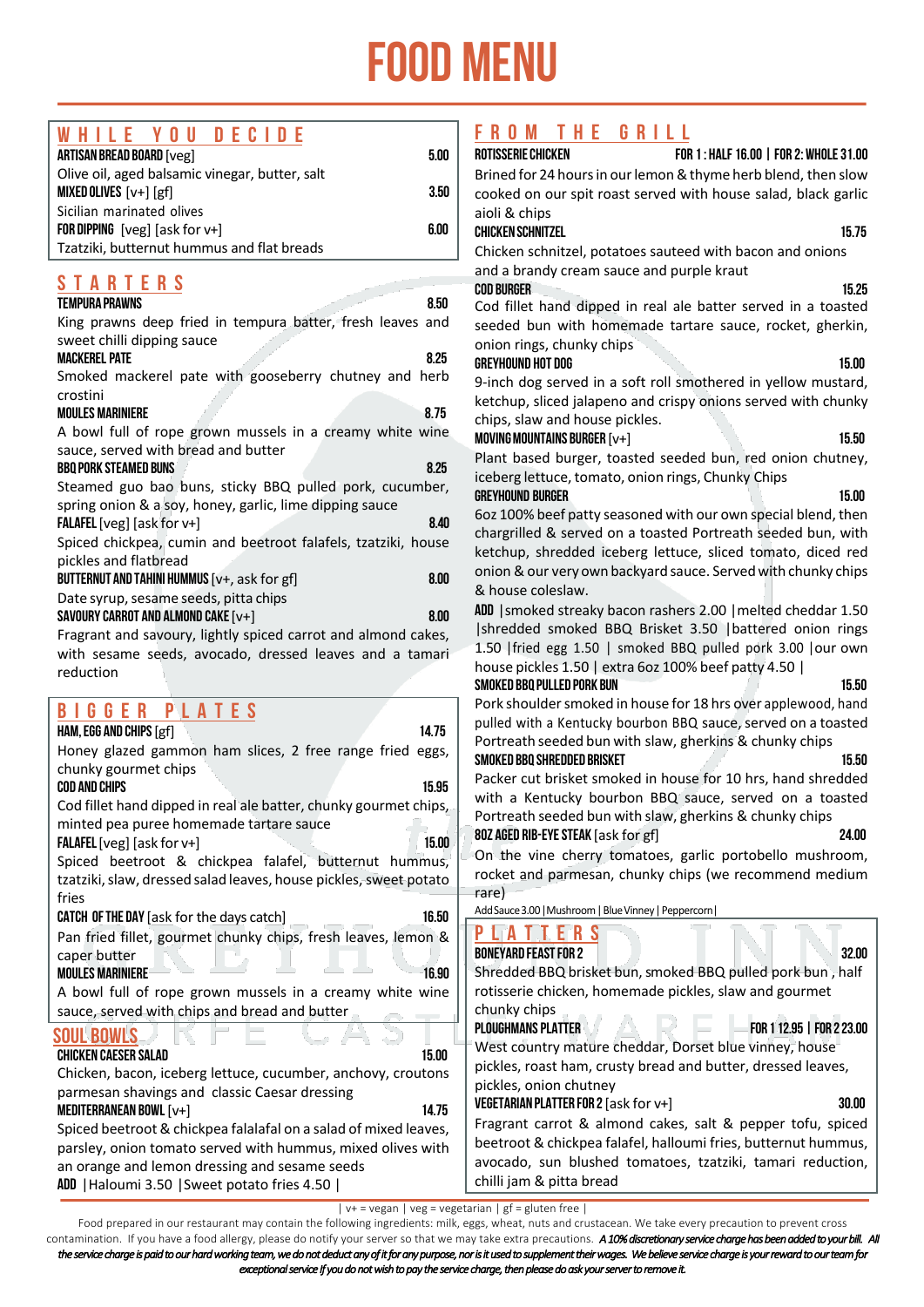# FOOD MENU

## WHILE YOU DECIDE

**ARTISAN BREAD BOARD** [veg] — 5.00
Olive oil, aged balsamic vinegar, butter, salt

**MIXED OLIVES** [v+] [gf] — 3.50
Sicilian marinated olives

**FOR DIPPING** [veg] [ask for v+] — 6.00
Tzatziki, butternut hummus and flat breads

## STARTERS

**TEMPURA PRAWNS** — 8.50
King prawns deep fried in tempura batter, fresh leaves and sweet chilli dipping sauce

**MACKEREL PATE** — 8.25
Smoked mackerel pate with gooseberry chutney and herb crostini

**MOULES MARINIERE** — 8.75
A bowl full of rope grown mussels in a creamy white wine sauce, served with bread and butter

**BBQ PORK STEAMED BUNS** — 8.25
Steamed guo bao buns, sticky BBQ pulled pork, cucumber, spring onion & a soy, honey, garlic, lime dipping sauce

**FALAFEL** [veg] [ask for v+] — 8.40
Spiced chickpea, cumin and beetroot falafels, tzatziki, house pickles and flatbread

**BUTTERNUT AND TAHINI HUMMUS** [v+, ask for gf] — 8.00
Date syrup, sesame seeds, pitta chips

**SAVOURY CARROT AND ALMOND CAKE** [v+] — 8.00
Fragrant and savoury, lightly spiced carrot and almond cakes, with sesame seeds, avocado, dressed leaves and a tamari reduction

## BIGGER PLATES

**HAM, EGG AND CHIPS** [gf] — 14.75
Honey glazed gammon ham slices, 2 free range fried eggs, chunky gourmet chips

**COD AND CHIPS** — 15.95
Cod fillet hand dipped in real ale batter, chunky gourmet chips, minted pea puree homemade tartare sauce

**FALAFEL** [veg] [ask for v+] — 15.00
Spiced beetroot & chickpea falafel, butternut hummus, tzatziki, slaw, dressed salad leaves, house pickles, sweet potato fries

**CATCH OF THE DAY** [ask for the days catch] — 16.50
Pan fried fillet, gourmet chunky chips, fresh leaves, lemon & caper butter

**MOULES MARINIERE** — 16.90
A bowl full of rope grown mussels in a creamy white wine sauce, served with chips and bread and butter

## SOUL BOWLS

**CHICKEN CAESER SALAD** — 15.00
Chicken, bacon, iceberg lettuce, cucumber, anchovy, croutons parmesan shavings and classic Caesar dressing

**MEDITERRANEAN BOWL** [v+] — 14.75
Spiced beetroot & chickpea falalafal on a salad of mixed leaves, parsley, onion tomato served with hummus, mixed olives with an orange and lemon dressing and sesame seeds

**ADD** |Haloumi 3.50 |Sweet potato fries 4.50 |

## FROM THE GRILL

**ROTISSERIE CHICKEN** — FOR 1 : HALF 16.00 | FOR 2: WHOLE 31.00
Brined for 24 hours in our lemon & thyme herb blend, then slow cooked on our spit roast served with house salad, black garlic aioli & chips

**CHICKEN SCHNITZEL** — 15.75
Chicken schnitzel, potatoes sauteed with bacon and onions and a brandy cream sauce and purple kraut

**COD BURGER** — 15.25
Cod fillet hand dipped in real ale batter served in a toasted seeded bun with homemade tartare sauce, rocket, gherkin, onion rings, chunky chips

**GREYHOUND HOT DOG** — 15.00
9-inch dog served in a soft roll smothered in yellow mustard, ketchup, sliced jalapeno and crispy onions served with chunky chips, slaw and house pickles.

**MOVING MOUNTAINS BURGER** [v+] — 15.50
Plant based burger, toasted seeded bun, red onion chutney, iceberg lettuce, tomato, onion rings, Chunky Chips

**GREYHOUND BURGER** — 15.00
6oz 100% beef patty seasoned with our own special blend, then chargrilled & served on a toasted Portreath seeded bun, with ketchup, shredded iceberg lettuce, sliced tomato, diced red onion & our very own backyard sauce. Served with chunky chips & house coleslaw.

**ADD** |smoked streaky bacon rashers 2.00 |melted cheddar 1.50 |shredded smoked BBQ Brisket 3.50 |battered onion rings 1.50 |fried egg 1.50 | smoked BBQ pulled pork 3.00 |our own house pickles 1.50 | extra 6oz 100% beef patty 4.50 |

**SMOKED BBQ PULLED PORK BUN** — 15.50
Pork shoulder smoked in house for 18 hrs over applewood, hand pulled with a Kentucky bourbon BBQ sauce, served on a toasted Portreath seeded bun with slaw, gherkins & chunky chips

**SMOKED BBQ SHREDDED BRISKET** — 15.50
Packer cut brisket smoked in house for 10 hrs, hand shredded with a Kentucky bourbon BBQ sauce, served on a toasted Portreath seeded bun with slaw, gherkins & chunky chips

**8OZ AGED RIB-EYE STEAK** [ask for gf] — 24.00
On the vine cherry tomatoes, garlic portobello mushroom, rocket and parmesan, chunky chips (we recommend medium rare)

Add Sauce 3.00 | Mushroom | Blue Vinney | Peppercorn |

## PLATTERS

**BONEYARD FEAST FOR 2** — 32.00
Shredded BBQ brisket bun, smoked BBQ pulled pork bun , half rotisserie chicken, homemade pickles, slaw and gourmet chunky chips

**PLOUGHMANS PLATTER** — FOR 1 12.95 | FOR 2 23.00
West country mature cheddar, Dorset blue vinney, house pickles, roast ham, crusty bread and butter, dressed leaves, pickles, onion chutney

**VEGETARIAN PLATTER FOR 2** [ask for v+] — 30.00
Fragrant carrot & almond cakes, salt & pepper tofu, spiced beetroot & chickpea falafel, halloumi fries, butternut hummus, avocado, sun blushed tomatoes, tzatziki, tamari reduction, chilli jam & pitta bread

| v+ = vegan | veg = vegetarian | gf = gluten free |

Food prepared in our restaurant may contain the following ingredients: milk, eggs, wheat, nuts and crustacean. We take every precaution to prevent cross contamination. If you have a food allergy, please do notify your server so that we may take extra precautions. *A 10% discretionary service charge has been added to your bill. All the service charge is paid to our hard working team, we do not deduct any of it for any purpose, nor is it used to supplement their wages. We believe service charge is your reward to our team for exceptional service If you do not wish to pay the service charge, then please do ask your server to remove it.*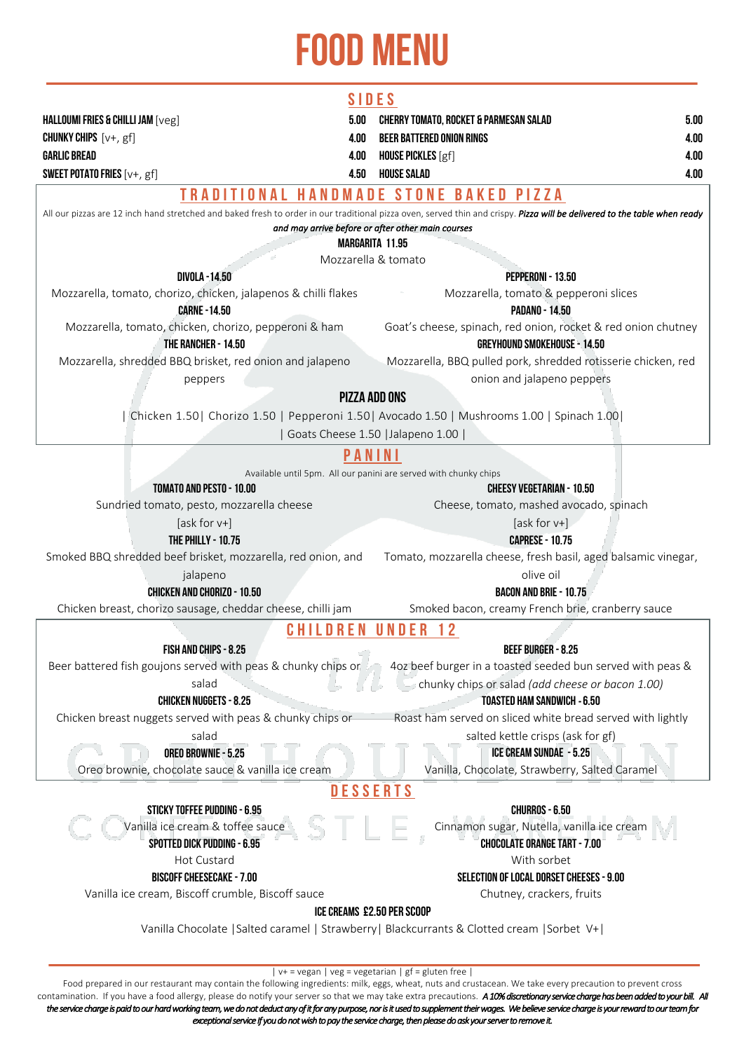# FOOD MENU

## SIDES

| | | | |
|---|---|---|---|
| **HALLOUMI FRIES & CHILLI JAM** [veg] | 5.00 | **CHERRY TOMATO, ROCKET & PARMESAN SALAD** | 5.00 |
| **CHUNKY CHIPS** [v+, gf] | 4.00 | **BEER BATTERED ONION RINGS** | 4.00 |
| **GARLIC BREAD** | 4.00 | **HOUSE PICKLES** [gf] | 4.00 |
| **SWEET POTATO FRIES** [v+, gf] | 4.50 | **HOUSE SALAD** | 4.00 |

## TRADITIONAL HANDMADE STONE BAKED PIZZA

All our pizzas are 12 inch hand stretched and baked fresh to order in our traditional pizza oven, served thin and crispy. ***Pizza will be delivered to the table when ready and may arrive before or after other main courses***

**MARGARITA 11.95**
Mozzarella & tomato

**DIVOLA - 14.50**
Mozzarella, tomato, chorizo, chicken, jalapenos & chilli flakes

**PEPPERONI - 13.50**
Mozzarella, tomato & pepperoni slices

**CARNE - 14.50**
Mozzarella, tomato, chicken, chorizo, pepperoni & ham

**PADANO - 14.50**
Goat's cheese, spinach, red onion, rocket & red onion chutney

**THE RANCHER - 14.50**
Mozzarella, shredded BBQ brisket, red onion and jalapeno peppers

**GREYHOUND SMOKEHOUSE - 14.50**
Mozzarella, BBQ pulled pork, shredded rotisserie chicken, red onion and jalapeno peppers

**PIZZA ADD ONS**

| Chicken 1.50| Chorizo 1.50 | Pepperoni 1.50| Avocado 1.50 | Mushrooms 1.00 | Spinach 1.00|
| Goats Cheese 1.50 |Jalapeno 1.00 |

## PANINI

Available until 5pm. All our panini are served with chunky chips

**TOMATO AND PESTO - 10.00**
Sundried tomato, pesto, mozzarella cheese
[ask for v+]

**CHEESY VEGETARIAN - 10.50**
Cheese, tomato, mashed avocado, spinach
[ask for v+]

**THE PHILLY - 10.75**
Smoked BBQ shredded beef brisket, mozzarella, red onion, and jalapeno

**CAPRESE - 10.75**
Tomato, mozzarella cheese, fresh basil, aged balsamic vinegar, olive oil

**CHICKEN AND CHORIZO - 10.50**
Chicken breast, chorizo sausage, cheddar cheese, chilli jam

**BACON AND BRIE - 10.75**
Smoked bacon, creamy French brie, cranberry sauce

## CHILDREN UNDER 12

**FISH AND CHIPS - 8.25**
Beer battered fish goujons served with peas & chunky chips or salad

**BEEF BURGER - 8.25**
4oz beef burger in a toasted seeded bun served with peas & chunky chips or salad *(add cheese or bacon 1.00)*

**CHICKEN NUGGETS - 8.25**
Chicken breast nuggets served with peas & chunky chips or salad

**TOASTED HAM SANDWICH - 6.50**
Roast ham served on sliced white bread served with lightly salted kettle crisps (ask for gf)

**OREO BROWNIE - 5.25**
Oreo brownie, chocolate sauce & vanilla ice cream

**ICE CREAM SUNDAE - 5.25**
Vanilla, Chocolate, Strawberry, Salted Caramel

## DESSERTS

**STICKY TOFFEE PUDDING - 6.95**
Vanilla ice cream & toffee sauce

**CHURROS - 6.50**
Cinnamon sugar, Nutella, vanilla ice cream

**SPOTTED DICK PUDDING - 6.95**
Hot Custard

**CHOCOLATE ORANGE TART - 7.00**
With sorbet

**BISCOFF CHEESECAKE - 7.00**
Vanilla ice cream, Biscoff crumble, Biscoff sauce

**SELECTION OF LOCAL DORSET CHEESES - 9.00**
Chutney, crackers, fruits

**ICE CREAMS £2.50 PER SCOOP**
Vanilla Chocolate |Salted caramel | Strawberry| Blackcurrants & Clotted cream |Sorbet V+|

| v+ = vegan | veg = vegetarian | gf = gluten free |

Food prepared in our restaurant may contain the following ingredients: milk, eggs, wheat, nuts and crustacean. We take every precaution to prevent cross contamination. If you have a food allergy, please do notify your server so that we may take extra precautions. *A 10% discretionary service charge has been added to your bill. All the service charge is paid to our hard working team, we do not deduct any of it for any purpose, nor is it used to supplement their wages. We believe service charge is your reward to our team for exceptional service If you do not wish to pay the service charge, then please do ask your server to remove it.*